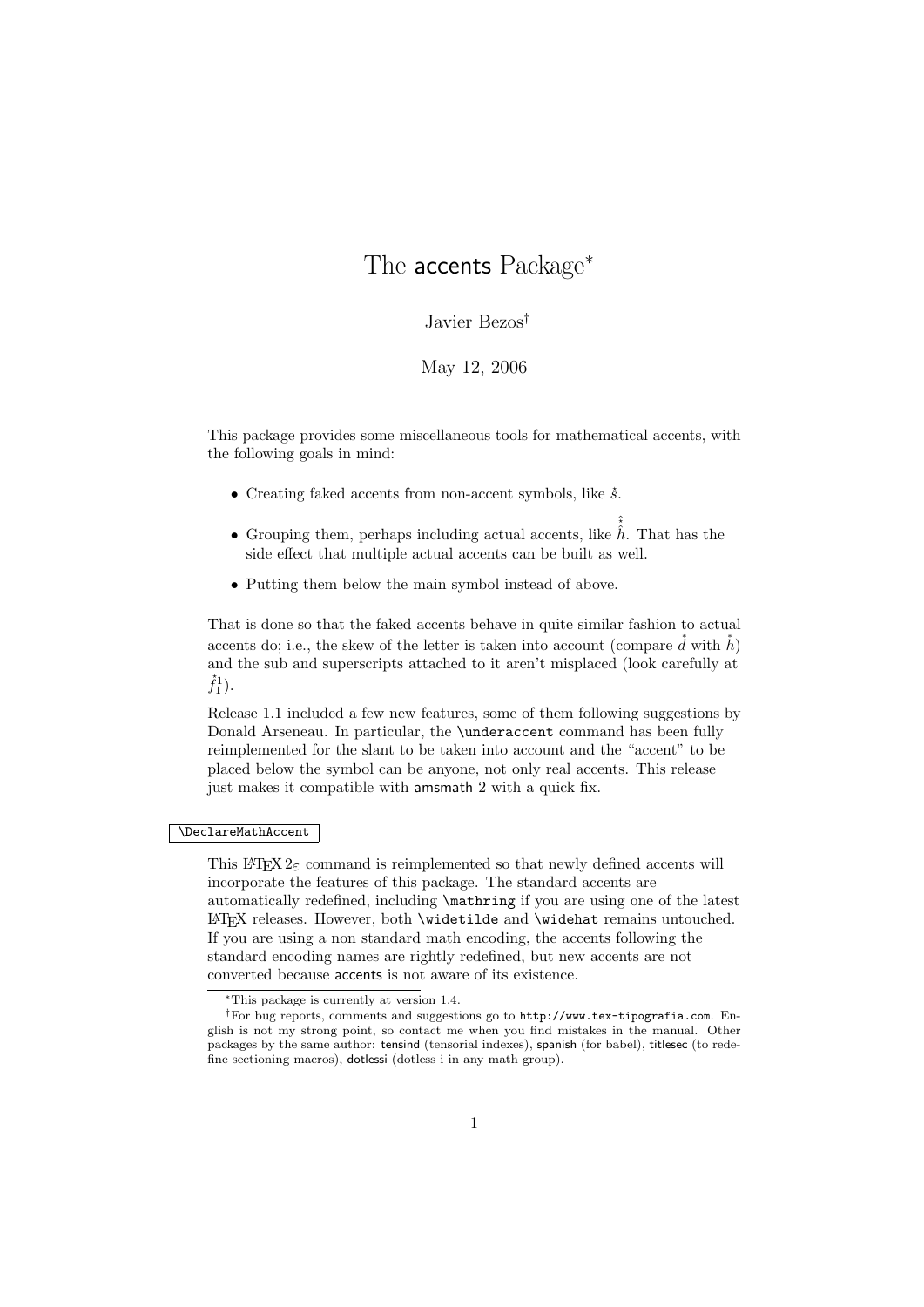# The accents Package[*]

Javier Bezos[†]

May 12, 2006

This package provides some miscellaneous tools for mathematical accents, with the following goals in mind:

- Creating faked accents from non-accent symbols, like $\accentset{*}{s}$.
- Grouping them, perhaps including actual accents, like $\hat{\hat{\accentset{*}{h}}}$. That has the side effect that multiple actual accents can be built as well.
- Putting them below the main symbol instead of above.

That is done so that the faked accents behave in quite similar fashion to actual accents do; i.e., the skew of the letter is taken into account (compare $\accentset{*}{d}$ with $\accentset{*}{h}$) and the sub and superscripts attached to it aren't misplaced (look carefully at $\accentset{*}{f}_1^1$).

Release 1.1 included a few new features, some of them following suggestions by Donald Arseneau. In particular, the `\underaccent` command has been fully reimplemented for the slant to be taken into account and the "accent" to be placed below the symbol can be anyone, not only real accents. This release just makes it compatible with amsmath 2 with a quick fix.

`\DeclareMathAccent`

This LaTeX 2ε command is reimplemented so that newly defined accents will incorporate the features of this package. The standard accents are automatically redefined, including `\mathring` if you are using one of the latest LaTeX releases. However, both `\widetilde` and `\widehat` remains untouched. If you are using a non standard math encoding, the accents following the standard encoding names are rightly redefined, but new accents are not converted because accents is not aware of its existence.

[*] This package is currently at version 1.4.

[†] For bug reports, comments and suggestions go to http://www.tex-tipografia.com. English is not my strong point, so contact me when you find mistakes in the manual. Other packages by the same author: tensind (tensorial indexes), spanish (for babel), titlesec (to redefine sectioning macros), dotlessi (dotless i in any math group).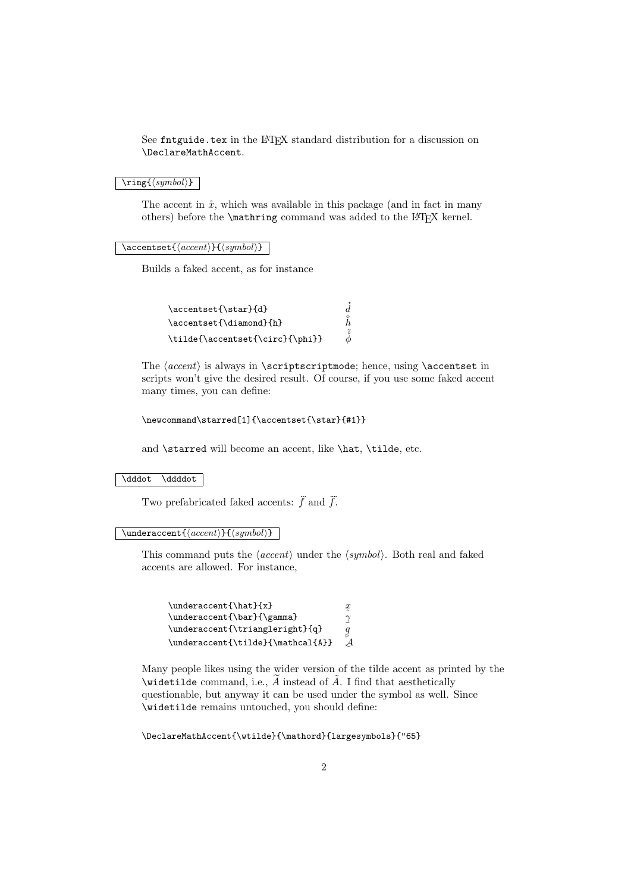See `fntguide.tex` in the LaTeX standard distribution for a discussion on `\DeclareMathAccent`.

`\ring{⟨symbol⟩}`

The accent in $\mathring{x}$, which was available in this package (and in fact in many others) before the `\mathring` command was added to the LaTeX kernel.

`\accentset{⟨accent⟩}{⟨symbol⟩}`

Builds a faked accent, as for instance

| | |
|---|---|
| `\accentset{\star}{d}` | $\accentset{\star}{d}$ |
| `\accentset{\diamond}{h}` | $\accentset{\diamond}{h}$ |
| `\tilde{\accentset{\circ}{\phi}}` | $\tilde{\accentset{\circ}{\phi}}$ |

The ⟨*accent*⟩ is always in `\scriptscriptmode`; hence, using `\accentset` in scripts won't give the desired result. Of course, if you use some faked accent many times, you can define:

```
\newcommand\starred[1]{\accentset{\star}{#1}}
```

and `\starred` will become an accent, like `\hat`, `\tilde`, etc.

`\dddot \ddddot`

Two prefabricated faked accents: $\dddot{f}$ and $\ddddot{f}$.

`\underaccent{⟨accent⟩}{⟨symbol⟩}`

This command puts the ⟨*accent*⟩ under the ⟨*symbol*⟩. Both real and faked accents are allowed. For instance,

| | |
|---|---|
| `\underaccent{\hat}{x}` | $\underaccent{\hat}{x}$ |
| `\underaccent{\bar}{\gamma}` | $\underaccent{\bar}{\gamma}$ |
| `\underaccent{\triangleright}{q}` | $\underaccent{\triangleright}{q}$ |
| `\underaccent{\tilde}{\mathcal{A}}` | $\underaccent{\tilde}{\mathcal{A}}$ |

Many people likes using the wider version of the tilde accent as printed by the `\widetilde` command, i.e., $\widetilde{A}$ instead of $\tilde{A}$. I find that aesthetically questionable, but anyway it can be used under the symbol as well. Since `\widetilde` remains untouched, you should define:

```
\DeclareMathAccent{\wtilde}{\mathord}{largesymbols}{"65}
```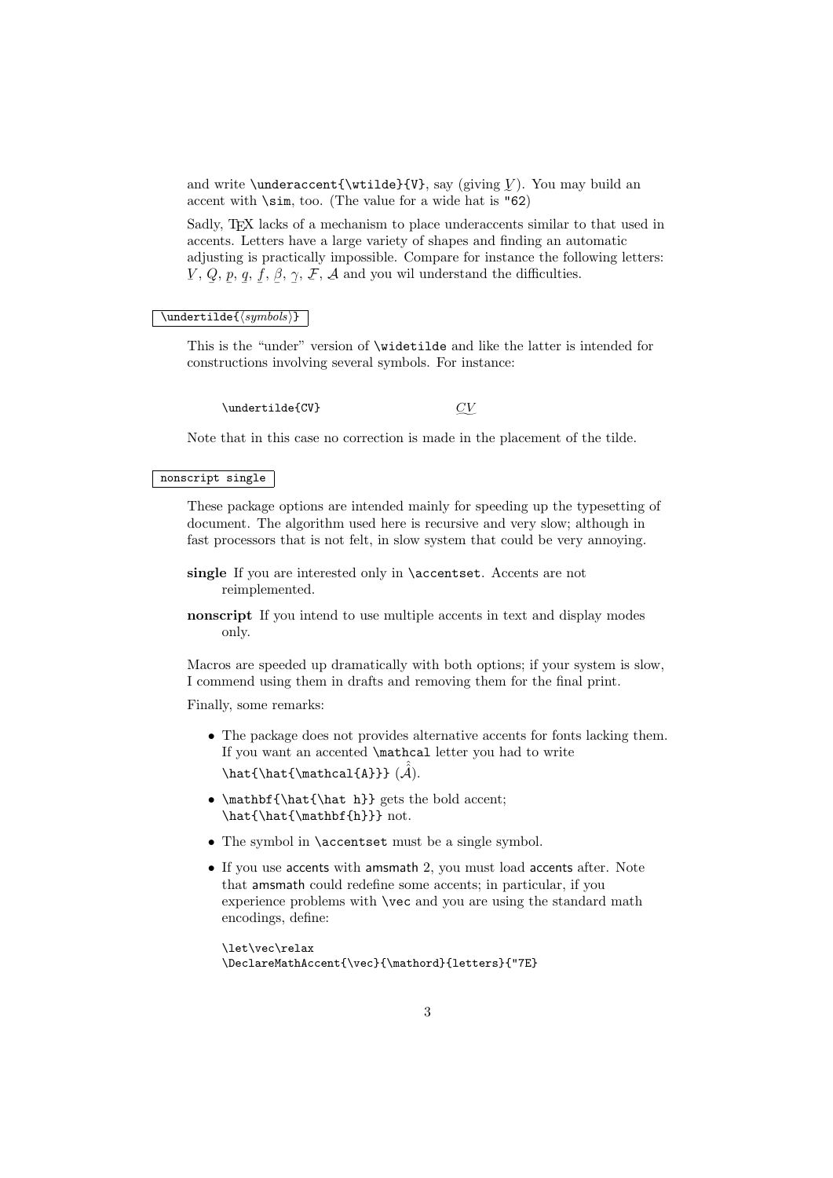and write `\underaccent{\wtilde}{V}`, say (giving $\underset{\sim}{V}$). You may build an accent with `\sim`, too. (The value for a wide hat is `"62`)

Sadly, TEX lacks of a mechanism to place underaccents similar to that used in accents. Letters have a large variety of shapes and finding an automatic adjusting is practically impossible. Compare for instance the following letters: $\underset{\sim}{V}$, $\underset{\sim}{Q}$, $\underset{\sim}{p}$, $\underset{\sim}{q}$, $\underset{\sim}{f}$, $\underset{\sim}{\beta}$, $\underset{\sim}{\gamma}$, $\underset{\sim}{\mathcal{F}}$, $\underset{\sim}{\mathcal{A}}$ and you wil understand the difficulties.

`\undertilde{⟨symbols⟩}`

This is the "under" version of `\widetilde` and like the latter is intended for constructions involving several symbols. For instance:

`\undertilde{CV}` $\underset{\sim}{CV}$

Note that in this case no correction is made in the placement of the tilde.

`nonscript single`

These package options are intended mainly for speeding up the typesetting of document. The algorithm used here is recursive and very slow; although in fast processors that is not felt, in slow system that could be very annoying.

**single** If you are interested only in `\accentset`. Accents are not reimplemented.

**nonscript** If you intend to use multiple accents in text and display modes only.

Macros are speeded up dramatically with both options; if your system is slow, I commend using them in drafts and removing them for the final print.

Finally, some remarks:

- The package does not provides alternative accents for fonts lacking them. If you want an accented `\mathcal` letter you had to write `\hat{\hat{\mathcal{A}}}` ($\hat{\hat{\mathcal{A}}}$).
- `\mathbf{\hat{\hat h}}` gets the bold accent; `\hat{\hat{\mathbf{h}}}` not.
- The symbol in `\accentset` must be a single symbol.
- If you use accents with amsmath 2, you must load accents after. Note that amsmath could redefine some accents; in particular, if you experience problems with `\vec` and you are using the standard math encodings, define:

```
\let\vec\relax
\DeclareMathAccent{\vec}{\mathord}{letters}{"7E}
```